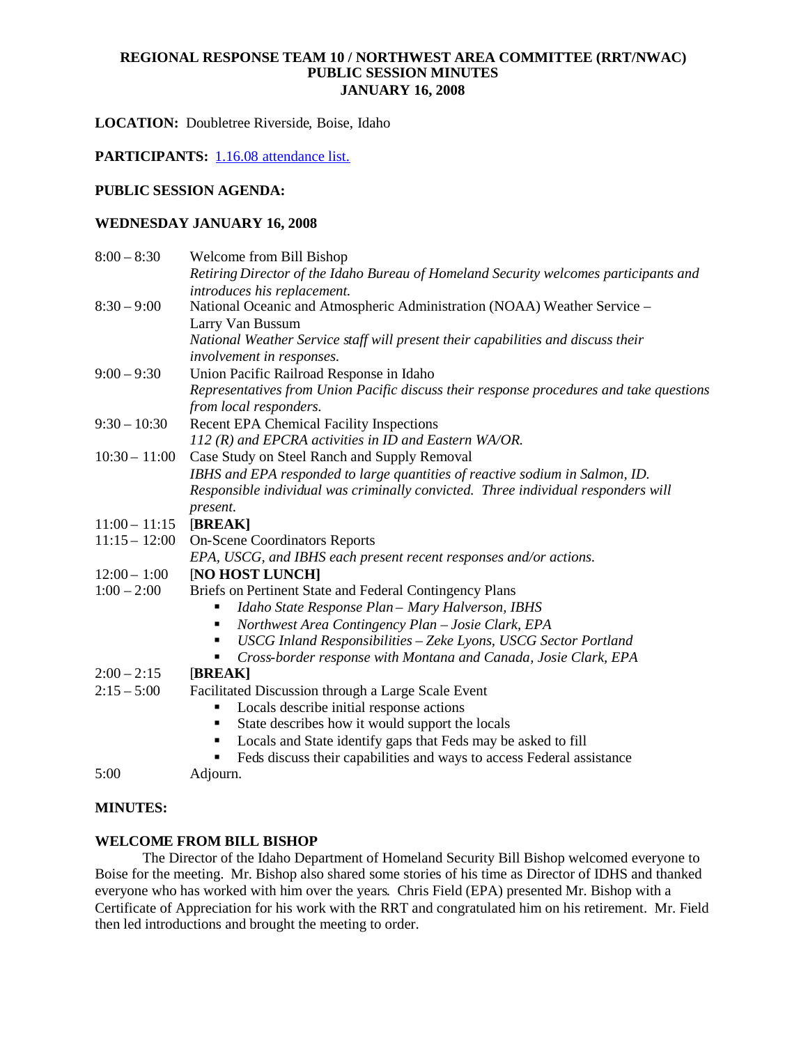# REGIONAL RESPONSE TEAM 10 / NORTHWEST AREA COMMITTEE (RRT/NWAC)
## PUBLIC SESSION MINUTES
## JANUARY 16, 2008

**LOCATION:** Doubletree Riverside, Boise, Idaho

**PARTICIPANTS:** [1.16.08 attendance list.]()

**PUBLIC SESSION AGENDA:**

**WEDNESDAY JANUARY 16, 2008**

| | |
|---|---|
| 8:00 – 8:30 | Welcome from Bill Bishop<br>*Retiring Director of the Idaho Bureau of Homeland Security welcomes participants and introduces his replacement.* |
| 8:30 – 9:00 | National Oceanic and Atmospheric Administration (NOAA) Weather Service – Larry Van Bussum<br>*National Weather Service staff will present their capabilities and discuss their involvement in responses.* |
| 9:00 – 9:30 | Union Pacific Railroad Response in Idaho<br>*Representatives from Union Pacific discuss their response procedures and take questions from local responders.* |
| 9:30 – 10:30 | Recent EPA Chemical Facility Inspections<br>*112 (R) and EPCRA activities in ID and Eastern WA/OR.* |
| 10:30 – 11:00 | Case Study on Steel Ranch and Supply Removal<br>*IBHS and EPA responded to large quantities of reactive sodium in Salmon, ID. Responsible individual was criminally convicted. Three individual responders will present.* |
| 11:00 – 11:15 | **[BREAK]** |
| 11:15 – 12:00 | On-Scene Coordinators Reports<br>*EPA, USCG, and IBHS each present recent responses and/or actions.* |
| 12:00 – 1:00 | **[NO HOST LUNCH]** |
| 1:00 – 2:00 | Briefs on Pertinent State and Federal Contingency Plans<br>▪ *Idaho State Response Plan – Mary Halverson, IBHS*<br>▪ *Northwest Area Contingency Plan – Josie Clark, EPA*<br>▪ *USCG Inland Responsibilities – Zeke Lyons, USCG Sector Portland*<br>▪ *Cross-border response with Montana and Canada, Josie Clark, EPA* |
| 2:00 – 2:15 | **[BREAK]** |
| 2:15 – 5:00 | Facilitated Discussion through a Large Scale Event<br>▪ Locals describe initial response actions<br>▪ State describes how it would support the locals<br>▪ Locals and State identify gaps that Feds may be asked to fill<br>▪ Feds discuss their capabilities and ways to access Federal assistance |
| 5:00 | Adjourn. |

**MINUTES:**

**WELCOME FROM BILL BISHOP**

The Director of the Idaho Department of Homeland Security Bill Bishop welcomed everyone to Boise for the meeting. Mr. Bishop also shared some stories of his time as Director of IDHS and thanked everyone who has worked with him over the years. Chris Field (EPA) presented Mr. Bishop with a Certificate of Appreciation for his work with the RRT and congratulated him on his retirement. Mr. Field then led introductions and brought the meeting to order.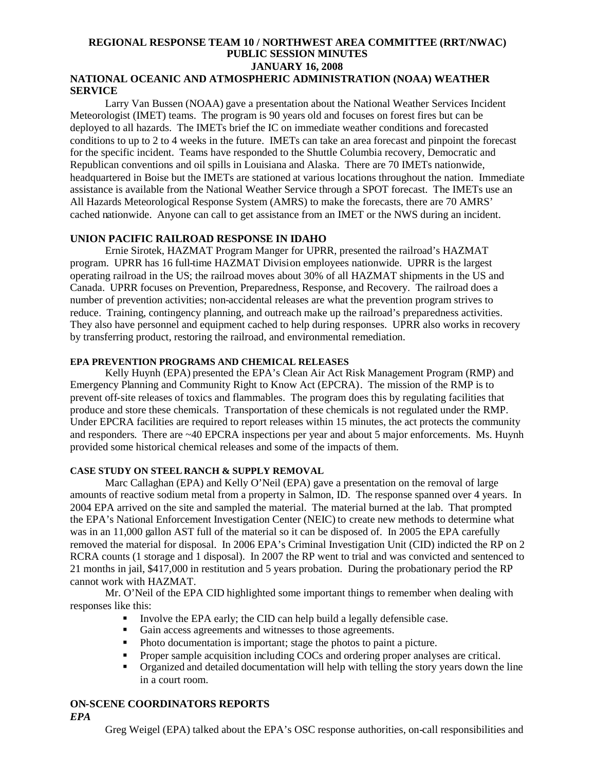# REGIONAL RESPONSE TEAM 10 / NORTHWEST AREA COMMITTEE (RRT/NWAC)
# PUBLIC SESSION MINUTES
# JANUARY 16, 2008

## NATIONAL OCEANIC AND ATMOSPHERIC ADMINISTRATION (NOAA) WEATHER SERVICE

Larry Van Bussen (NOAA) gave a presentation about the National Weather Services Incident Meteorologist (IMET) teams. The program is 90 years old and focuses on forest fires but can be deployed to all hazards. The IMETs brief the IC on immediate weather conditions and forecasted conditions to up to 2 to 4 weeks in the future. IMETs can take an area forecast and pinpoint the forecast for the specific incident. Teams have responded to the Shuttle Columbia recovery, Democratic and Republican conventions and oil spills in Louisiana and Alaska. There are 70 IMETs nationwide, headquartered in Boise but the IMETs are stationed at various locations throughout the nation. Immediate assistance is available from the National Weather Service through a SPOT forecast. The IMETs use an All Hazards Meteorological Response System (AMRS) to make the forecasts, there are 70 AMRS' cached nationwide. Anyone can call to get assistance from an IMET or the NWS during an incident.

## UNION PACIFIC RAILROAD RESPONSE IN IDAHO

Ernie Sirotek, HAZMAT Program Manger for UPRR, presented the railroad's HAZMAT program. UPRR has 16 full-time HAZMAT Division employees nationwide. UPRR is the largest operating railroad in the US; the railroad moves about 30% of all HAZMAT shipments in the US and Canada. UPRR focuses on Prevention, Preparedness, Response, and Recovery. The railroad does a number of prevention activities; non-accidental releases are what the prevention program strives to reduce. Training, contingency planning, and outreach make up the railroad's preparedness activities. They also have personnel and equipment cached to help during responses. UPRR also works in recovery by transferring product, restoring the railroad, and environmental remediation.

### EPA PREVENTION PROGRAMS AND CHEMICAL RELEASES

Kelly Huynh (EPA) presented the EPA's Clean Air Act Risk Management Program (RMP) and Emergency Planning and Community Right to Know Act (EPCRA). The mission of the RMP is to prevent off-site releases of toxics and flammables. The program does this by regulating facilities that produce and store these chemicals. Transportation of these chemicals is not regulated under the RMP. Under EPCRA facilities are required to report releases within 15 minutes, the act protects the community and responders. There are ~40 EPCRA inspections per year and about 5 major enforcements. Ms. Huynh provided some historical chemical releases and some of the impacts of them.

### CASE STUDY ON STEEL RANCH & SUPPLY REMOVAL

Marc Callaghan (EPA) and Kelly O'Neil (EPA) gave a presentation on the removal of large amounts of reactive sodium metal from a property in Salmon, ID. The response spanned over 4 years. In 2004 EPA arrived on the site and sampled the material. The material burned at the lab. That prompted the EPA's National Enforcement Investigation Center (NEIC) to create new methods to determine what was in an 11,000 gallon AST full of the material so it can be disposed of. In 2005 the EPA carefully removed the material for disposal. In 2006 EPA's Criminal Investigation Unit (CID) indicted the RP on 2 RCRA counts (1 storage and 1 disposal). In 2007 the RP went to trial and was convicted and sentenced to 21 months in jail, $417,000 in restitution and 5 years probation. During the probationary period the RP cannot work with HAZMAT.

Mr. O'Neil of the EPA CID highlighted some important things to remember when dealing with responses like this:

- Involve the EPA early; the CID can help build a legally defensible case.
- Gain access agreements and witnesses to those agreements.
- Photo documentation is important; stage the photos to paint a picture.
- Proper sample acquisition including COCs and ordering proper analyses are critical.
- Organized and detailed documentation will help with telling the story years down the line in a court room.

## ON-SCENE COORDINATORS REPORTS

***EPA***

Greg Weigel (EPA) talked about the EPA's OSC response authorities, on-call responsibilities and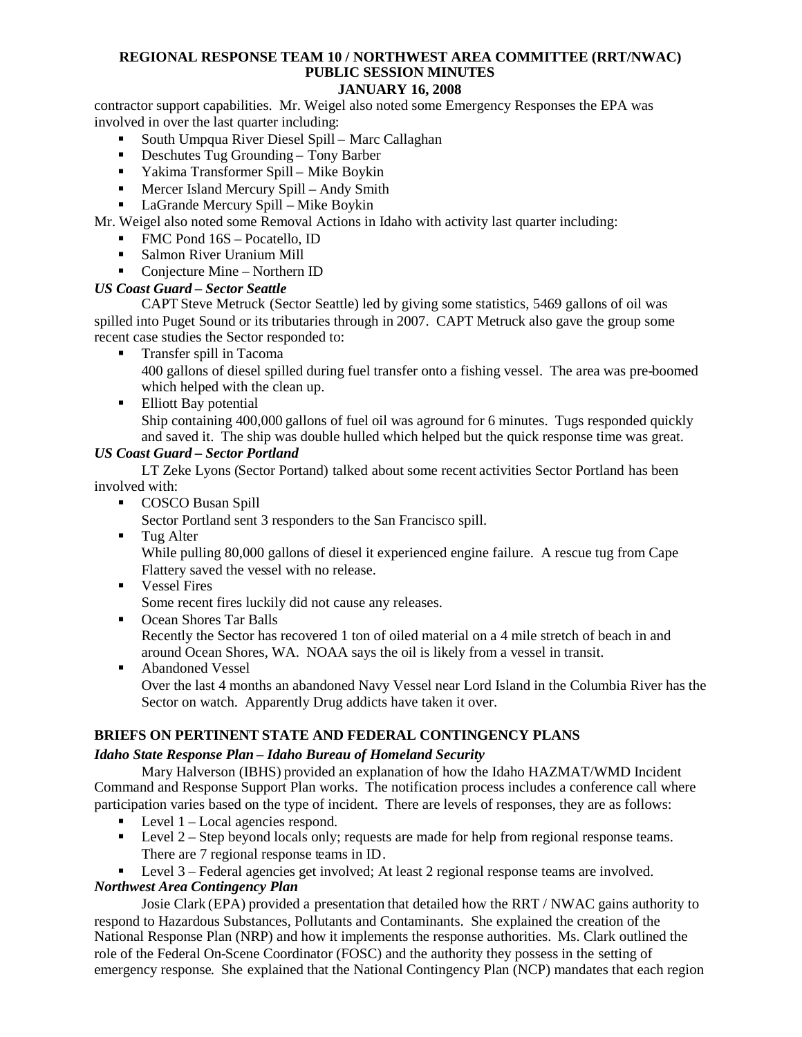contractor support capabilities. Mr. Weigel also noted some Emergency Responses the EPA was involved in over the last quarter including:

- South Umpqua River Diesel Spill – Marc Callaghan
- Deschutes Tug Grounding – Tony Barber
- Yakima Transformer Spill – Mike Boykin
- Mercer Island Mercury Spill – Andy Smith
- LaGrande Mercury Spill – Mike Boykin

Mr. Weigel also noted some Removal Actions in Idaho with activity last quarter including:

- FMC Pond 16S – Pocatello, ID
- Salmon River Uranium Mill
- Conjecture Mine – Northern ID

***US Coast Guard – Sector Seattle***

CAPT Steve Metruck (Sector Seattle) led by giving some statistics, 5469 gallons of oil was spilled into Puget Sound or its tributaries through in 2007. CAPT Metruck also gave the group some recent case studies the Sector responded to:

- Transfer spill in Tacoma
  400 gallons of diesel spilled during fuel transfer onto a fishing vessel. The area was pre-boomed which helped with the clean up.
- Elliott Bay potential
  Ship containing 400,000 gallons of fuel oil was aground for 6 minutes. Tugs responded quickly and saved it. The ship was double hulled which helped but the quick response time was great.

***US Coast Guard – Sector Portland***

LT Zeke Lyons (Sector Portand) talked about some recent activities Sector Portland has been involved with:

- COSCO Busan Spill
  Sector Portland sent 3 responders to the San Francisco spill.
- Tug Alter
  While pulling 80,000 gallons of diesel it experienced engine failure. A rescue tug from Cape Flattery saved the vessel with no release.
- Vessel Fires
  Some recent fires luckily did not cause any releases.
- Ocean Shores Tar Balls
  Recently the Sector has recovered 1 ton of oiled material on a 4 mile stretch of beach in and around Ocean Shores, WA. NOAA says the oil is likely from a vessel in transit.
- Abandoned Vessel
  Over the last 4 months an abandoned Navy Vessel near Lord Island in the Columbia River has the Sector on watch. Apparently Drug addicts have taken it over.

## BRIEFS ON PERTINENT STATE AND FEDERAL CONTINGENCY PLANS

***Idaho State Response Plan – Idaho Bureau of Homeland Security***

Mary Halverson (IBHS) provided an explanation of how the Idaho HAZMAT/WMD Incident Command and Response Support Plan works. The notification process includes a conference call where participation varies based on the type of incident. There are levels of responses, they are as follows:

- Level 1 – Local agencies respond.
- Level 2 – Step beyond locals only; requests are made for help from regional response teams. There are 7 regional response teams in ID.
- Level 3 – Federal agencies get involved; At least 2 regional response teams are involved.

***Northwest Area Contingency Plan***

Josie Clark (EPA) provided a presentation that detailed how the RRT / NWAC gains authority to respond to Hazardous Substances, Pollutants and Contaminants. She explained the creation of the National Response Plan (NRP) and how it implements the response authorities. Ms. Clark outlined the role of the Federal On-Scene Coordinator (FOSC) and the authority they possess in the setting of emergency response. She explained that the National Contingency Plan (NCP) mandates that each region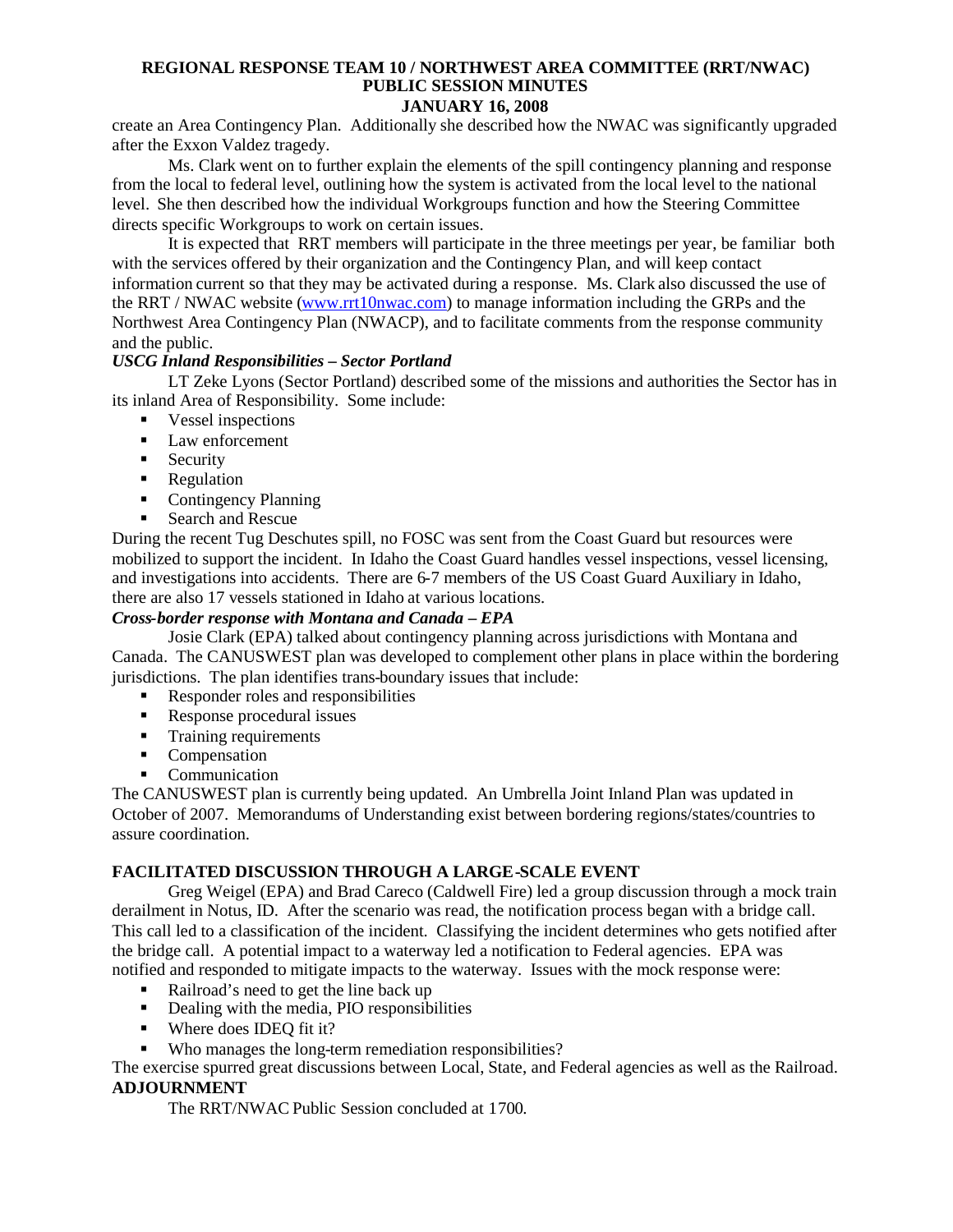create an Area Contingency Plan. Additionally she described how the NWAC was significantly upgraded after the Exxon Valdez tragedy.

Ms. Clark went on to further explain the elements of the spill contingency planning and response from the local to federal level, outlining how the system is activated from the local level to the national level. She then described how the individual Workgroups function and how the Steering Committee directs specific Workgroups to work on certain issues.

It is expected that RRT members will participate in the three meetings per year, be familiar both with the services offered by their organization and the Contingency Plan, and will keep contact information current so that they may be activated during a response. Ms. Clark also discussed the use of the RRT / NWAC website (www.rrt10nwac.com) to manage information including the GRPs and the Northwest Area Contingency Plan (NWACP), and to facilitate comments from the response community and the public.

***USCG Inland Responsibilities – Sector Portland***

LT Zeke Lyons (Sector Portland) described some of the missions and authorities the Sector has in its inland Area of Responsibility. Some include:

- Vessel inspections
- Law enforcement
- Security
- Regulation
- Contingency Planning
- Search and Rescue

During the recent Tug Deschutes spill, no FOSC was sent from the Coast Guard but resources were mobilized to support the incident. In Idaho the Coast Guard handles vessel inspections, vessel licensing, and investigations into accidents. There are 6-7 members of the US Coast Guard Auxiliary in Idaho, there are also 17 vessels stationed in Idaho at various locations.

***Cross-border response with Montana and Canada – EPA***

Josie Clark (EPA) talked about contingency planning across jurisdictions with Montana and Canada. The CANUSWEST plan was developed to complement other plans in place within the bordering jurisdictions. The plan identifies trans-boundary issues that include:

- Responder roles and responsibilities
- Response procedural issues
- Training requirements
- Compensation
- Communication

The CANUSWEST plan is currently being updated. An Umbrella Joint Inland Plan was updated in October of 2007. Memorandums of Understanding exist between bordering regions/states/countries to assure coordination.

**FACILITATED DISCUSSION THROUGH A LARGE-SCALE EVENT**

Greg Weigel (EPA) and Brad Careco (Caldwell Fire) led a group discussion through a mock train derailment in Notus, ID. After the scenario was read, the notification process began with a bridge call. This call led to a classification of the incident. Classifying the incident determines who gets notified after the bridge call. A potential impact to a waterway led a notification to Federal agencies. EPA was notified and responded to mitigate impacts to the waterway. Issues with the mock response were:

- Railroad's need to get the line back up
- Dealing with the media, PIO responsibilities
- Where does IDEQ fit it?
- Who manages the long-term remediation responsibilities?

The exercise spurred great discussions between Local, State, and Federal agencies as well as the Railroad.

**ADJOURNMENT**

The RRT/NWAC Public Session concluded at 1700.